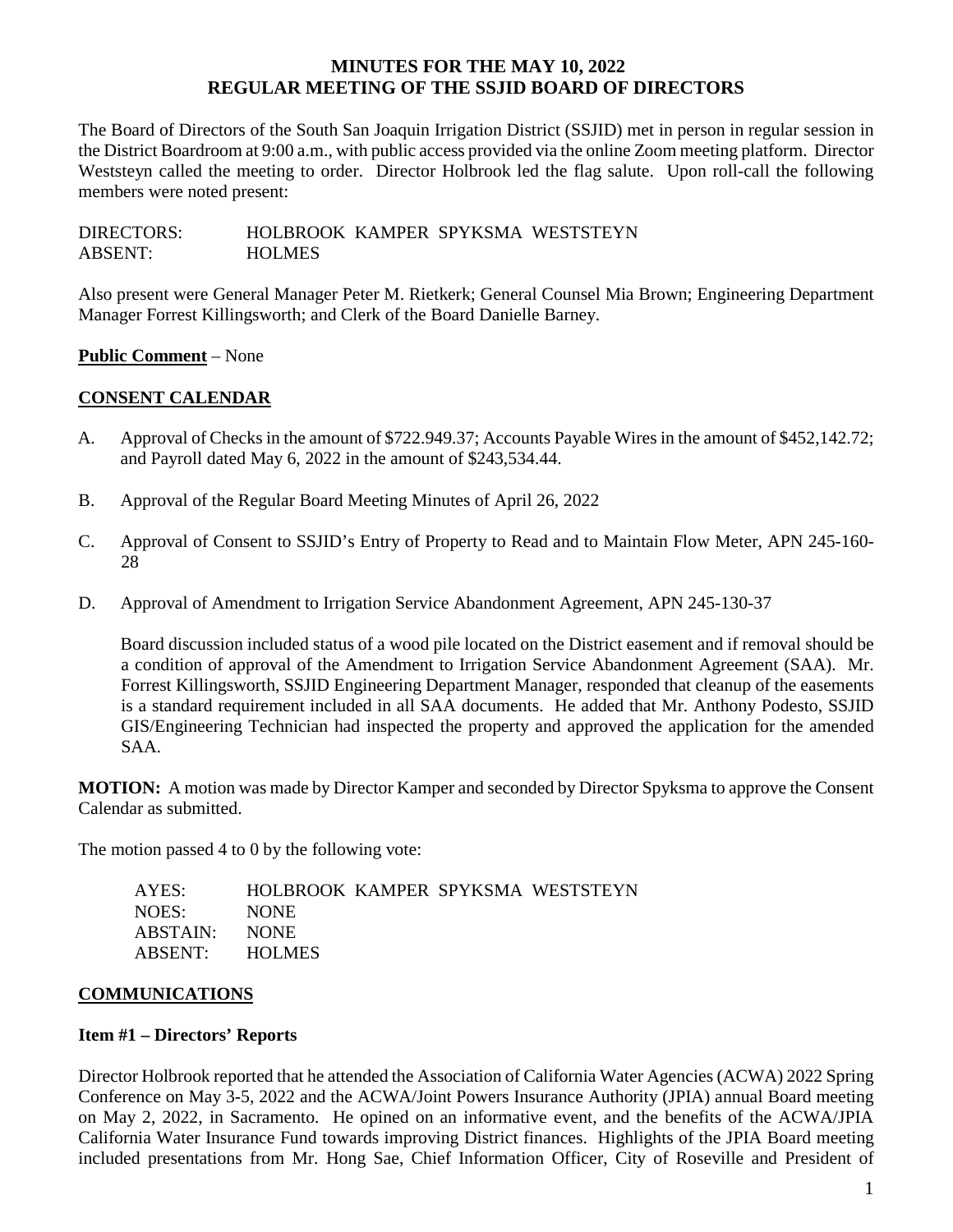# MINUTES FOR THE MAY 10, 2022 REGULAR MEETING OF THE SSJID BOARD OF DIRECTORS

The Board of Directors of the South San Joaquin Irrigation District (SSJID) met in person in regular session in the District Boardroom at 9:00 a.m., with public access provided via the online Zoom meeting platform. Director Weststeyn called the meeting to order. Director Holbrook led the flag salute. Upon roll-call the following members were noted present:

| | |
|---|---|
| DIRECTORS: | HOLBROOK KAMPER SPYKSMA WESTSTEYN |
| ABSENT: | HOLMES |

Also present were General Manager Peter M. Rietkerk; General Counsel Mia Brown; Engineering Department Manager Forrest Killingsworth; and Clerk of the Board Danielle Barney.

**Public Comment** – None

## CONSENT CALENDAR

A. Approval of Checks in the amount of $722.949.37; Accounts Payable Wires in the amount of $452,142.72; and Payroll dated May 6, 2022 in the amount of $243,534.44.

B. Approval of the Regular Board Meeting Minutes of April 26, 2022

C. Approval of Consent to SSJID's Entry of Property to Read and to Maintain Flow Meter, APN 245-160-28

D. Approval of Amendment to Irrigation Service Abandonment Agreement, APN 245-130-37

   Board discussion included status of a wood pile located on the District easement and if removal should be a condition of approval of the Amendment to Irrigation Service Abandonment Agreement (SAA). Mr. Forrest Killingsworth, SSJID Engineering Department Manager, responded that cleanup of the easements is a standard requirement included in all SAA documents. He added that Mr. Anthony Podesto, SSJID GIS/Engineering Technician had inspected the property and approved the application for the amended SAA.

**MOTION:** A motion was made by Director Kamper and seconded by Director Spyksma to approve the Consent Calendar as submitted.

The motion passed 4 to 0 by the following vote:

| | |
|---|---|
| AYES: | HOLBROOK KAMPER SPYKSMA WESTSTEYN |
| NOES: | NONE |
| ABSTAIN: | NONE |
| ABSENT: | HOLMES |

## COMMUNICATIONS

### Item #1 – Directors' Reports

Director Holbrook reported that he attended the Association of California Water Agencies (ACWA) 2022 Spring Conference on May 3-5, 2022 and the ACWA/Joint Powers Insurance Authority (JPIA) annual Board meeting on May 2, 2022, in Sacramento. He opined on an informative event, and the benefits of the ACWA/JPIA California Water Insurance Fund towards improving District finances. Highlights of the JPIA Board meeting included presentations from Mr. Hong Sae, Chief Information Officer, City of Roseville and President of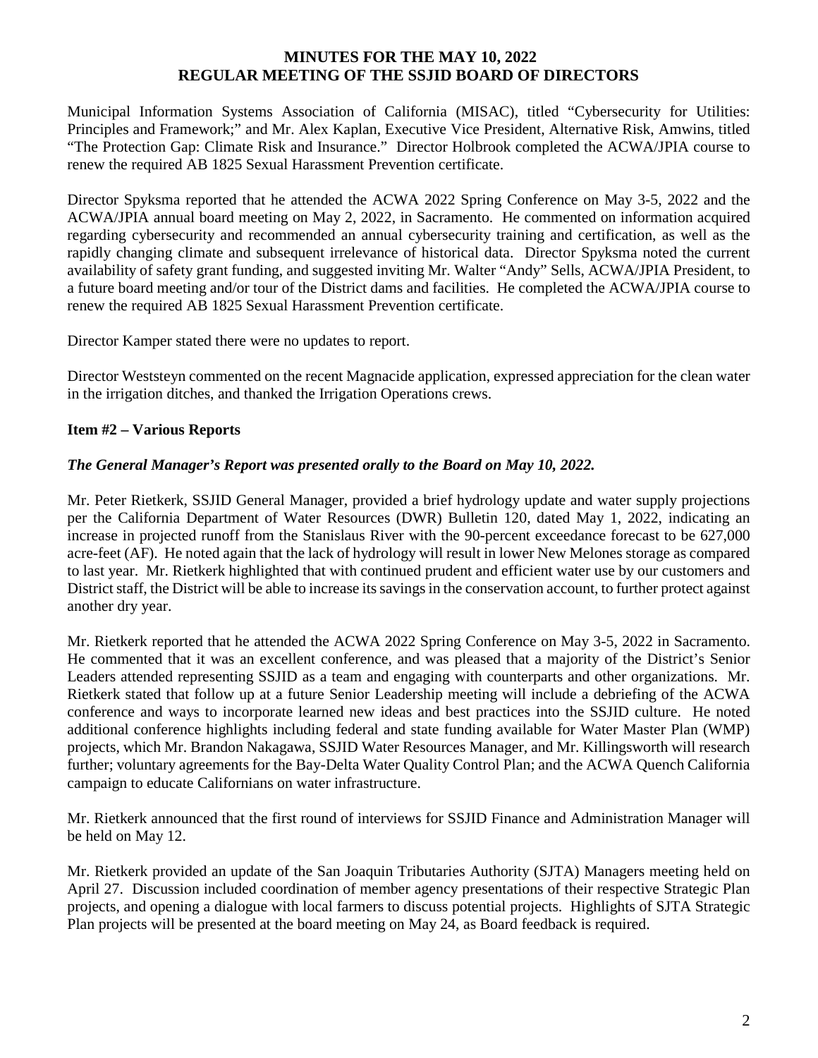Municipal Information Systems Association of California (MISAC), titled "Cybersecurity for Utilities: Principles and Framework;" and Mr. Alex Kaplan, Executive Vice President, Alternative Risk, Amwins, titled "The Protection Gap: Climate Risk and Insurance." Director Holbrook completed the ACWA/JPIA course to renew the required AB 1825 Sexual Harassment Prevention certificate.

Director Spyksma reported that he attended the ACWA 2022 Spring Conference on May 3-5, 2022 and the ACWA/JPIA annual board meeting on May 2, 2022, in Sacramento. He commented on information acquired regarding cybersecurity and recommended an annual cybersecurity training and certification, as well as the rapidly changing climate and subsequent irrelevance of historical data. Director Spyksma noted the current availability of safety grant funding, and suggested inviting Mr. Walter "Andy" Sells, ACWA/JPIA President, to a future board meeting and/or tour of the District dams and facilities. He completed the ACWA/JPIA course to renew the required AB 1825 Sexual Harassment Prevention certificate.

Director Kamper stated there were no updates to report.

Director Weststeyn commented on the recent Magnacide application, expressed appreciation for the clean water in the irrigation ditches, and thanked the Irrigation Operations crews.

**Item #2 – Various Reports**

***The General Manager's Report was presented orally to the Board on May 10, 2022.***

Mr. Peter Rietkerk, SSJID General Manager, provided a brief hydrology update and water supply projections per the California Department of Water Resources (DWR) Bulletin 120, dated May 1, 2022, indicating an increase in projected runoff from the Stanislaus River with the 90-percent exceedance forecast to be 627,000 acre-feet (AF). He noted again that the lack of hydrology will result in lower New Melones storage as compared to last year. Mr. Rietkerk highlighted that with continued prudent and efficient water use by our customers and District staff, the District will be able to increase its savings in the conservation account, to further protect against another dry year.

Mr. Rietkerk reported that he attended the ACWA 2022 Spring Conference on May 3-5, 2022 in Sacramento. He commented that it was an excellent conference, and was pleased that a majority of the District's Senior Leaders attended representing SSJID as a team and engaging with counterparts and other organizations. Mr. Rietkerk stated that follow up at a future Senior Leadership meeting will include a debriefing of the ACWA conference and ways to incorporate learned new ideas and best practices into the SSJID culture. He noted additional conference highlights including federal and state funding available for Water Master Plan (WMP) projects, which Mr. Brandon Nakagawa, SSJID Water Resources Manager, and Mr. Killingsworth will research further; voluntary agreements for the Bay-Delta Water Quality Control Plan; and the ACWA Quench California campaign to educate Californians on water infrastructure.

Mr. Rietkerk announced that the first round of interviews for SSJID Finance and Administration Manager will be held on May 12.

Mr. Rietkerk provided an update of the San Joaquin Tributaries Authority (SJTA) Managers meeting held on April 27. Discussion included coordination of member agency presentations of their respective Strategic Plan projects, and opening a dialogue with local farmers to discuss potential projects. Highlights of SJTA Strategic Plan projects will be presented at the board meeting on May 24, as Board feedback is required.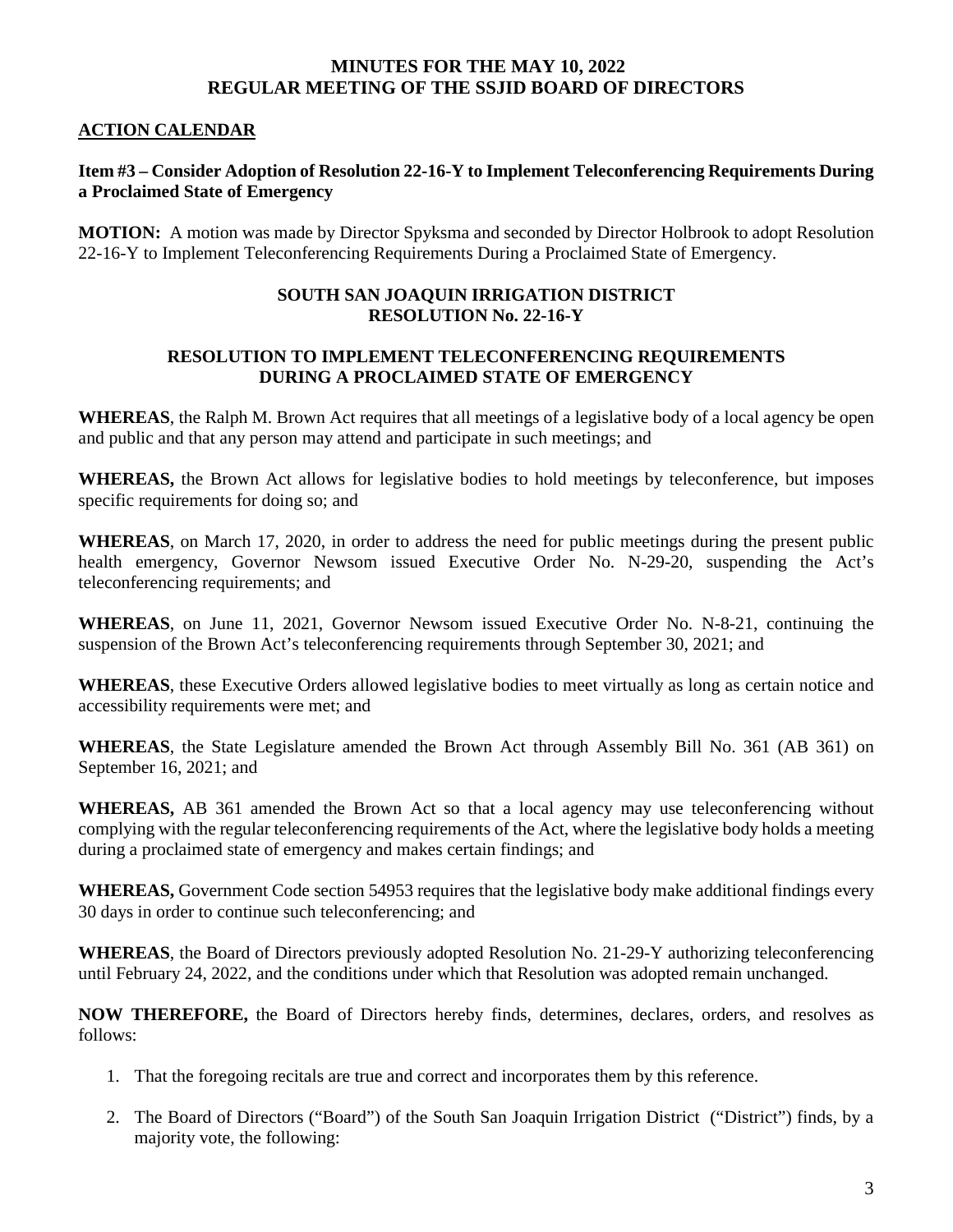**MINUTES FOR THE MAY 10, 2022**
**REGULAR MEETING OF THE SSJID BOARD OF DIRECTORS**

## ACTION CALENDAR

### Item #3 – Consider Adoption of Resolution 22-16-Y to Implement Teleconferencing Requirements During a Proclaimed State of Emergency

**MOTION:** A motion was made by Director Spyksma and seconded by Director Holbrook to adopt Resolution 22-16-Y to Implement Teleconferencing Requirements During a Proclaimed State of Emergency.

**SOUTH SAN JOAQUIN IRRIGATION DISTRICT**
**RESOLUTION No. 22-16-Y**

**RESOLUTION TO IMPLEMENT TELECONFERENCING REQUIREMENTS DURING A PROCLAIMED STATE OF EMERGENCY**

**WHEREAS**, the Ralph M. Brown Act requires that all meetings of a legislative body of a local agency be open and public and that any person may attend and participate in such meetings; and

**WHEREAS,** the Brown Act allows for legislative bodies to hold meetings by teleconference, but imposes specific requirements for doing so; and

**WHEREAS**, on March 17, 2020, in order to address the need for public meetings during the present public health emergency, Governor Newsom issued Executive Order No. N-29-20, suspending the Act's teleconferencing requirements; and

**WHEREAS**, on June 11, 2021, Governor Newsom issued Executive Order No. N-8-21, continuing the suspension of the Brown Act's teleconferencing requirements through September 30, 2021; and

**WHEREAS**, these Executive Orders allowed legislative bodies to meet virtually as long as certain notice and accessibility requirements were met; and

**WHEREAS**, the State Legislature amended the Brown Act through Assembly Bill No. 361 (AB 361) on September 16, 2021; and

**WHEREAS,** AB 361 amended the Brown Act so that a local agency may use teleconferencing without complying with the regular teleconferencing requirements of the Act, where the legislative body holds a meeting during a proclaimed state of emergency and makes certain findings; and

**WHEREAS,** Government Code section 54953 requires that the legislative body make additional findings every 30 days in order to continue such teleconferencing; and

**WHEREAS**, the Board of Directors previously adopted Resolution No. 21-29-Y authorizing teleconferencing until February 24, 2022, and the conditions under which that Resolution was adopted remain unchanged.

**NOW THEREFORE,** the Board of Directors hereby finds, determines, declares, orders, and resolves as follows:

1. That the foregoing recitals are true and correct and incorporates them by this reference.
2. The Board of Directors ("Board") of the South San Joaquin Irrigation District ("District") finds, by a majority vote, the following: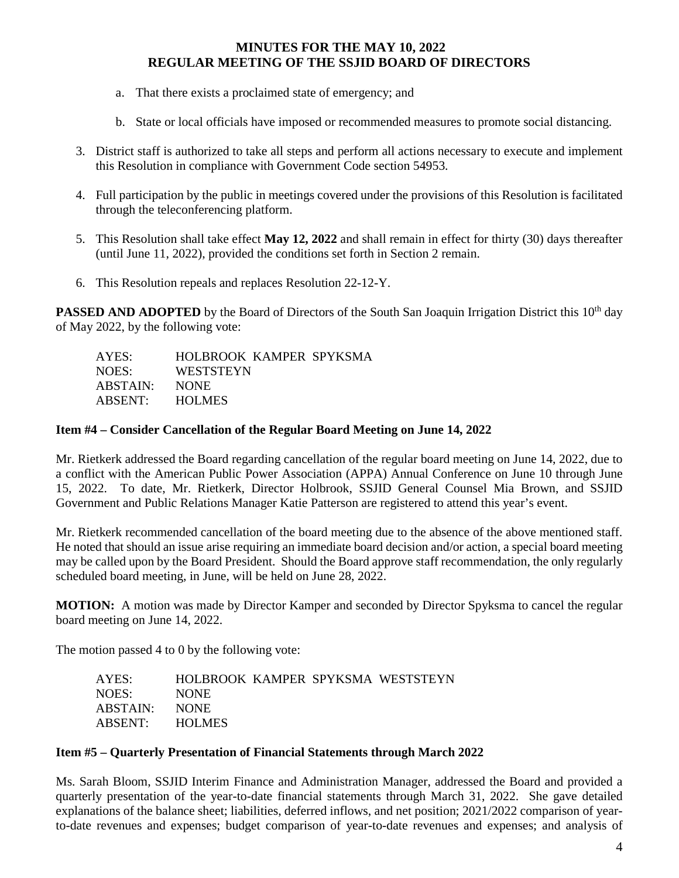a. That there exists a proclaimed state of emergency; and

b. State or local officials have imposed or recommended measures to promote social distancing.

3. District staff is authorized to take all steps and perform all actions necessary to execute and implement this Resolution in compliance with Government Code section 54953.

4. Full participation by the public in meetings covered under the provisions of this Resolution is facilitated through the teleconferencing platform.

5. This Resolution shall take effect **May 12, 2022** and shall remain in effect for thirty (30) days thereafter (until June 11, 2022), provided the conditions set forth in Section 2 remain.

6. This Resolution repeals and replaces Resolution 22-12-Y.

**PASSED AND ADOPTED** by the Board of Directors of the South San Joaquin Irrigation District this 10th day of May 2022, by the following vote:

AYES: HOLBROOK KAMPER SPYKSMA
NOES: WESTSTEYN
ABSTAIN: NONE
ABSENT: HOLMES

**Item #4 – Consider Cancellation of the Regular Board Meeting on June 14, 2022**

Mr. Rietkerk addressed the Board regarding cancellation of the regular board meeting on June 14, 2022, due to a conflict with the American Public Power Association (APPA) Annual Conference on June 10 through June 15, 2022. To date, Mr. Rietkerk, Director Holbrook, SSJID General Counsel Mia Brown, and SSJID Government and Public Relations Manager Katie Patterson are registered to attend this year's event.

Mr. Rietkerk recommended cancellation of the board meeting due to the absence of the above mentioned staff. He noted that should an issue arise requiring an immediate board decision and/or action, a special board meeting may be called upon by the Board President. Should the Board approve staff recommendation, the only regularly scheduled board meeting, in June, will be held on June 28, 2022.

**MOTION:** A motion was made by Director Kamper and seconded by Director Spyksma to cancel the regular board meeting on June 14, 2022.

The motion passed 4 to 0 by the following vote:

AYES: HOLBROOK KAMPER SPYKSMA WESTSTEYN
NOES: NONE
ABSTAIN: NONE
ABSENT: HOLMES

**Item #5 – Quarterly Presentation of Financial Statements through March 2022**

Ms. Sarah Bloom, SSJID Interim Finance and Administration Manager, addressed the Board and provided a quarterly presentation of the year-to-date financial statements through March 31, 2022. She gave detailed explanations of the balance sheet; liabilities, deferred inflows, and net position; 2021/2022 comparison of year-to-date revenues and expenses; budget comparison of year-to-date revenues and expenses; and analysis of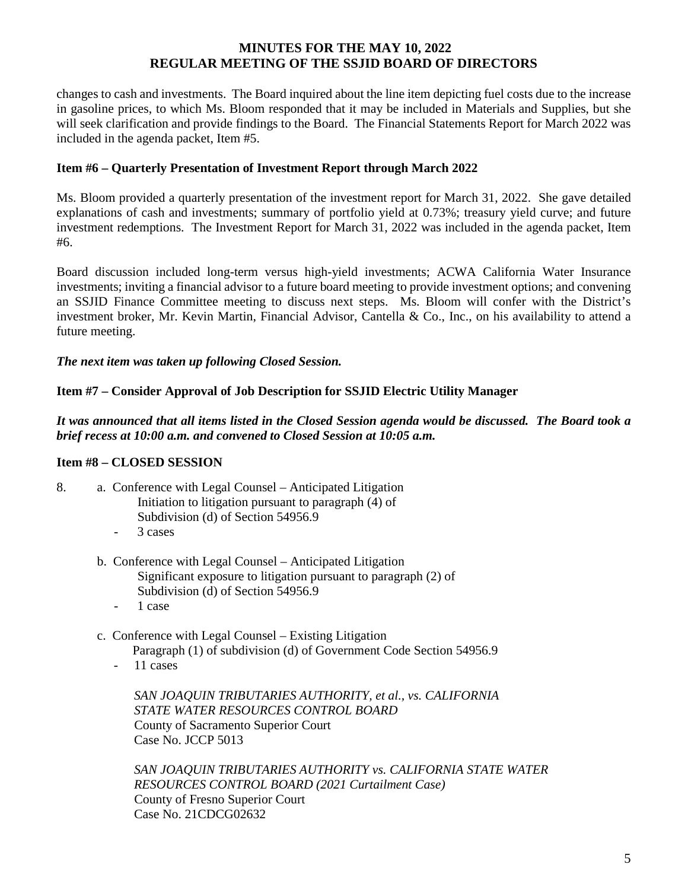changes to cash and investments. The Board inquired about the line item depicting fuel costs due to the increase in gasoline prices, to which Ms. Bloom responded that it may be included in Materials and Supplies, but she will seek clarification and provide findings to the Board. The Financial Statements Report for March 2022 was included in the agenda packet, Item #5.

**Item #6 – Quarterly Presentation of Investment Report through March 2022**

Ms. Bloom provided a quarterly presentation of the investment report for March 31, 2022. She gave detailed explanations of cash and investments; summary of portfolio yield at 0.73%; treasury yield curve; and future investment redemptions. The Investment Report for March 31, 2022 was included in the agenda packet, Item #6.

Board discussion included long-term versus high-yield investments; ACWA California Water Insurance investments; inviting a financial advisor to a future board meeting to provide investment options; and convening an SSJID Finance Committee meeting to discuss next steps. Ms. Bloom will confer with the District's investment broker, Mr. Kevin Martin, Financial Advisor, Cantella & Co., Inc., on his availability to attend a future meeting.

***The next item was taken up following Closed Session.***

**Item #7 – Consider Approval of Job Description for SSJID Electric Utility Manager**

***It was announced that all items listed in the Closed Session agenda would be discussed. The Board took a brief recess at 10:00 a.m. and convened to Closed Session at 10:05 a.m.***

**Item #8 – CLOSED SESSION**

8. a. Conference with Legal Counsel – Anticipated Litigation
   Initiation to litigation pursuant to paragraph (4) of
   Subdivision (d) of Section 54956.9
   - 3 cases

   b. Conference with Legal Counsel – Anticipated Litigation
   Significant exposure to litigation pursuant to paragraph (2) of
   Subdivision (d) of Section 54956.9
   - 1 case

   c. Conference with Legal Counsel – Existing Litigation
   Paragraph (1) of subdivision (d) of Government Code Section 54956.9
   - 11 cases

   *SAN JOAQUIN TRIBUTARIES AUTHORITY, et al., vs. CALIFORNIA STATE WATER RESOURCES CONTROL BOARD*
   County of Sacramento Superior Court
   Case No. JCCP 5013

   *SAN JOAQUIN TRIBUTARIES AUTHORITY vs. CALIFORNIA STATE WATER RESOURCES CONTROL BOARD (2021 Curtailment Case)*
   County of Fresno Superior Court
   Case No. 21CDCG02632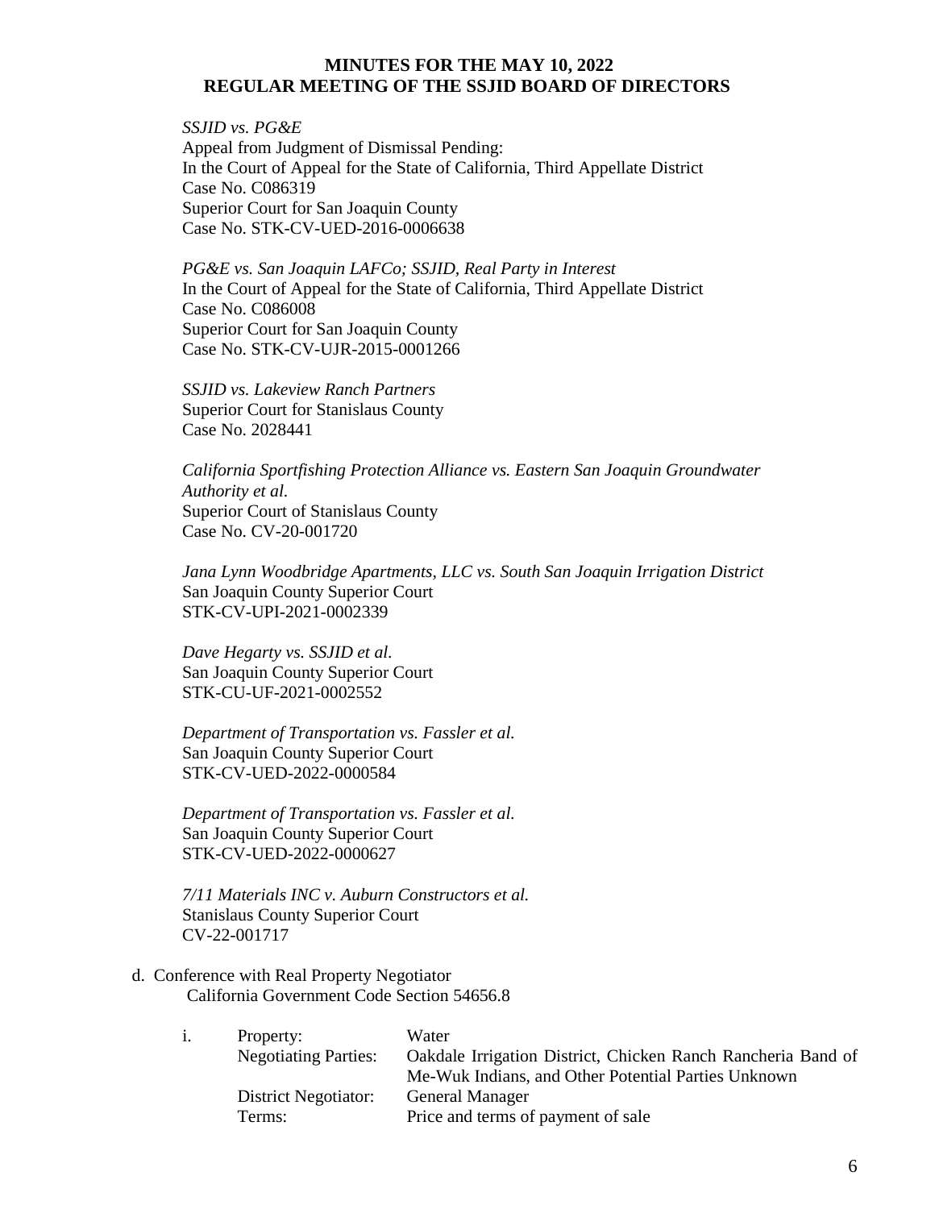# MINUTES FOR THE MAY 10, 2022 REGULAR MEETING OF THE SSJID BOARD OF DIRECTORS

*SSJID vs. PG&E*
Appeal from Judgment of Dismissal Pending:
In the Court of Appeal for the State of California, Third Appellate District
Case No. C086319
Superior Court for San Joaquin County
Case No. STK-CV-UED-2016-0006638

*PG&E vs. San Joaquin LAFCo; SSJID, Real Party in Interest*
In the Court of Appeal for the State of California, Third Appellate District
Case No. C086008
Superior Court for San Joaquin County
Case No. STK-CV-UJR-2015-0001266

*SSJID vs. Lakeview Ranch Partners*
Superior Court for Stanislaus County
Case No. 2028441

*California Sportfishing Protection Alliance vs. Eastern San Joaquin Groundwater Authority et al.*
Superior Court of Stanislaus County
Case No. CV-20-001720

*Jana Lynn Woodbridge Apartments, LLC vs. South San Joaquin Irrigation District*
San Joaquin County Superior Court
STK-CV-UPI-2021-0002339

*Dave Hegarty vs. SSJID et al.*
San Joaquin County Superior Court
STK-CU-UF-2021-0002552

*Department of Transportation vs. Fassler et al.*
San Joaquin County Superior Court
STK-CV-UED-2022-0000584

*Department of Transportation vs. Fassler et al.*
San Joaquin County Superior Court
STK-CV-UED-2022-0000627

*7/11 Materials INC v. Auburn Constructors et al.*
Stanislaus County Superior Court
CV-22-001717

d. Conference with Real Property Negotiator
California Government Code Section 54656.8

| i. | | |
|---|---|---|
| | Property: | Water |
| | Negotiating Parties: | Oakdale Irrigation District, Chicken Ranch Rancheria Band of Me-Wuk Indians, and Other Potential Parties Unknown |
| | District Negotiator: | General Manager |
| | Terms: | Price and terms of payment of sale |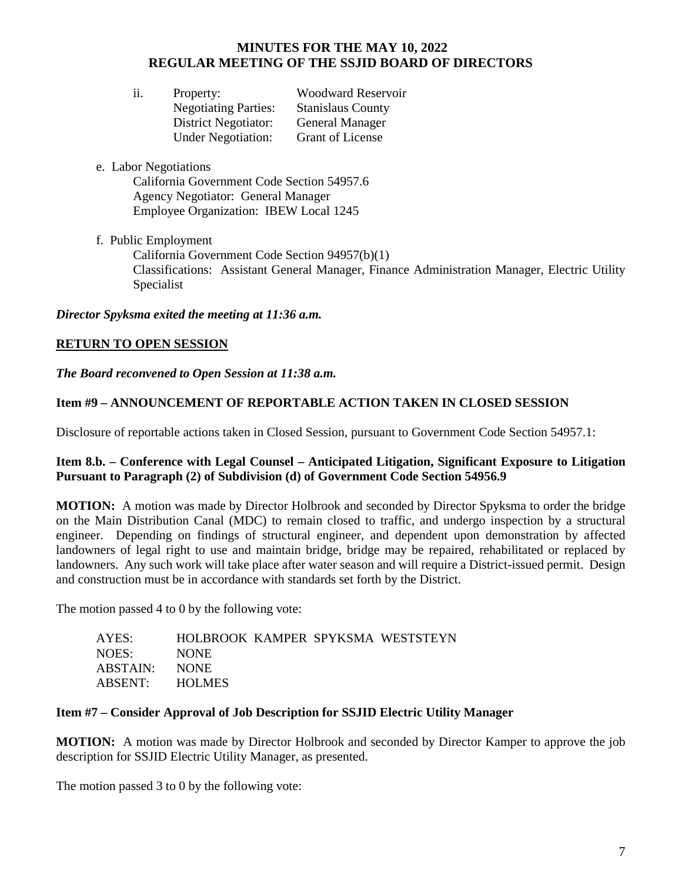ii. Property: Woodward Reservoir
Negotiating Parties: Stanislaus County
District Negotiator: General Manager
Under Negotiation: Grant of License

e. Labor Negotiations
California Government Code Section 54957.6
Agency Negotiator: General Manager
Employee Organization: IBEW Local 1245

f. Public Employment
California Government Code Section 94957(b)(1)
Classifications: Assistant General Manager, Finance Administration Manager, Electric Utility Specialist

***Director Spyksma exited the meeting at 11:36 a.m.***

**RETURN TO OPEN SESSION**

***The Board reconvened to Open Session at 11:38 a.m.***

**Item #9 – ANNOUNCEMENT OF REPORTABLE ACTION TAKEN IN CLOSED SESSION**

Disclosure of reportable actions taken in Closed Session, pursuant to Government Code Section 54957.1:

**Item 8.b. – Conference with Legal Counsel – Anticipated Litigation, Significant Exposure to Litigation Pursuant to Paragraph (2) of Subdivision (d) of Government Code Section 54956.9**

**MOTION:** A motion was made by Director Holbrook and seconded by Director Spyksma to order the bridge on the Main Distribution Canal (MDC) to remain closed to traffic, and undergo inspection by a structural engineer. Depending on findings of structural engineer, and dependent upon demonstration by affected landowners of legal right to use and maintain bridge, bridge may be repaired, rehabilitated or replaced by landowners. Any such work will take place after water season and will require a District-issued permit. Design and construction must be in accordance with standards set forth by the District.

The motion passed 4 to 0 by the following vote:

AYES: HOLBROOK KAMPER SPYKSMA WESTSTEYN
NOES: NONE
ABSTAIN: NONE
ABSENT: HOLMES

**Item #7 – Consider Approval of Job Description for SSJID Electric Utility Manager**

**MOTION:** A motion was made by Director Holbrook and seconded by Director Kamper to approve the job description for SSJID Electric Utility Manager, as presented.

The motion passed 3 to 0 by the following vote: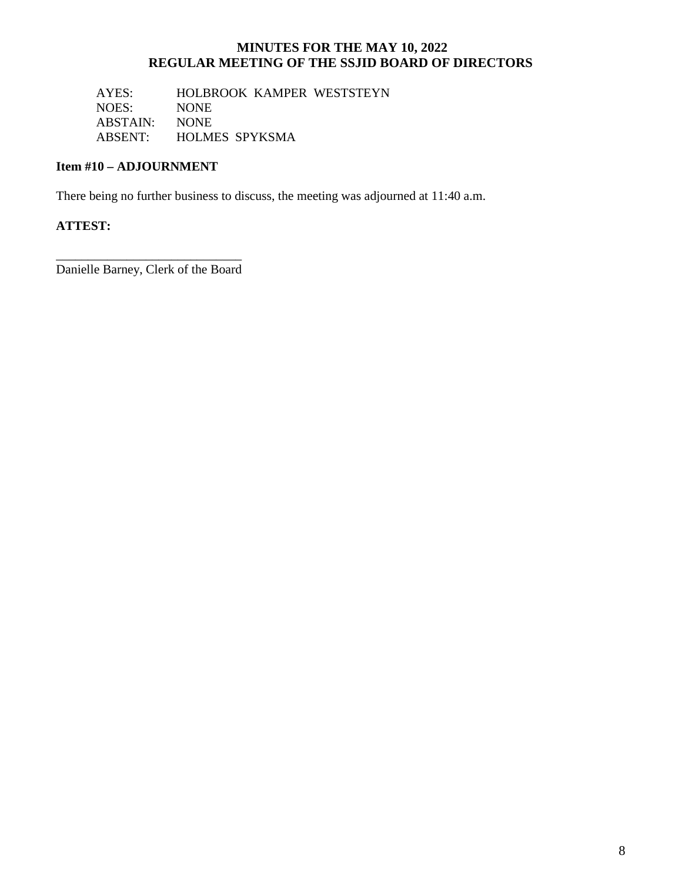AYES: HOLBROOK KAMPER WESTSTEYN
NOES: NONE
ABSTAIN: NONE
ABSENT: HOLMES SPYKSMA

**Item #10 – ADJOURNMENT**

There being no further business to discuss, the meeting was adjourned at 11:40 a.m.

**ATTEST:**

\_\_\_\_\_\_\_\_\_\_\_\_\_\_\_\_\_\_\_\_\_\_\_\_\_\_\_\_\_\_
Danielle Barney, Clerk of the Board